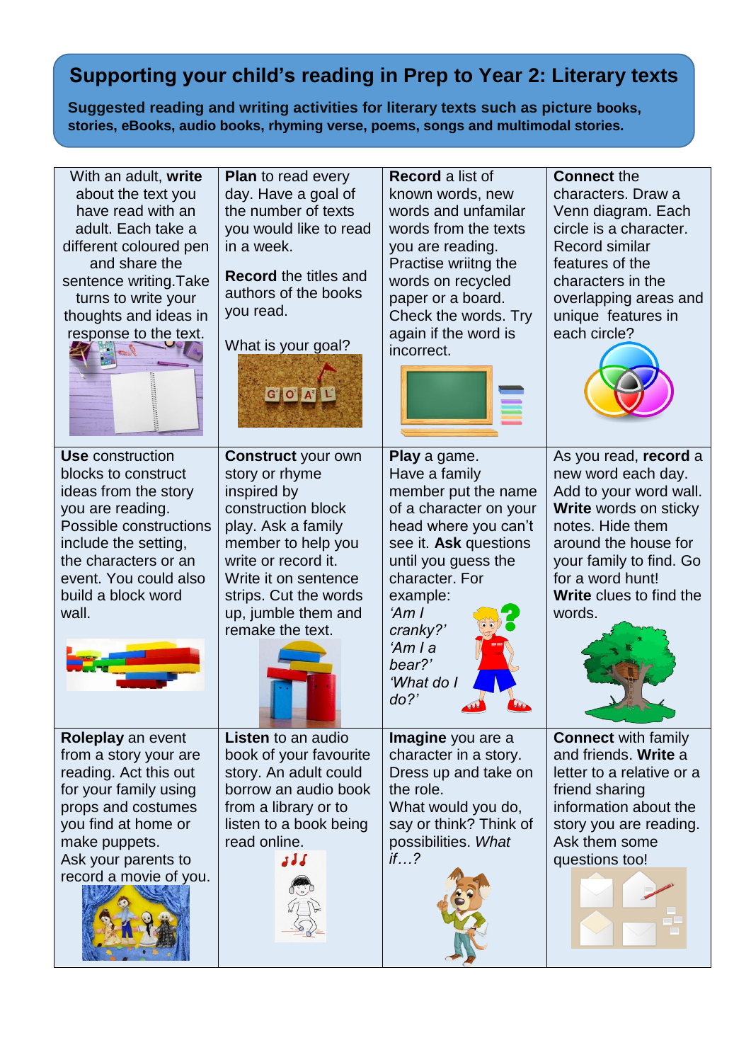# Supporting your child's reading in Prep to Year 2: Literary texts

**Suggested reading and writing activities for literary texts such as picture books, stories, eBooks, audio books, rhyming verse, poems, songs and multimodal stories.**

| | | | |
|---|---|---|---|
| With an adult, **write** about the text you have read with an adult. Each take a different coloured pen and share the sentence writing.Take turns to write your thoughts and ideas in response to the text. | **Plan** to read every day. Have a goal of the number of texts you would like to read in a week.<br><br>**Record** the titles and authors of the books you read.<br><br>What is your goal? | **Record** a list of known words, new words and unfamilar words from the texts you are reading. Practise wriitng the words on recycled paper or a board. Check the words. Try again if the word is incorrect. | **Connect** the characters. Draw a Venn diagram. Each circle is a character. Record similar features of the characters in the overlapping areas and unique features in each circle? |
| **Use** construction blocks to construct ideas from the story you are reading. Possible constructions include the setting, the characters or an event. You could also build a block word wall. | **Construct** your own story or rhyme inspired by construction block play. Ask a family member to help you write or record it. Write it on sentence strips. Cut the words up, jumble them and remake the text. | **Play** a game. Have a family member put the name of a character on your head where you can't see it. **Ask** questions until you guess the character. For example:<br>*'Am I cranky?'*<br>*'Am I a bear?'*<br>*'What do I do?'* | As you read, **record** a new word each day. Add to your word wall. **Write** words on sticky notes. Hide them around the house for your family to find. Go for a word hunt! **Write** clues to find the words. |
| **Roleplay** an event from a story your are reading. Act this out for your family using props and costumes you find at home or make puppets.<br>Ask your parents to record a movie of you. | **Listen** to an audio book of your favourite story. An adult could borrow an audio book from a library or to listen to a book being read online. | **Imagine** you are a character in a story. Dress up and take on the role.<br>What would you do, say or think? Think of possibilities. *What if…?* | **Connect** with family and friends. **Write** a letter to a relative or a friend sharing information about the story you are reading. Ask them some questions too! |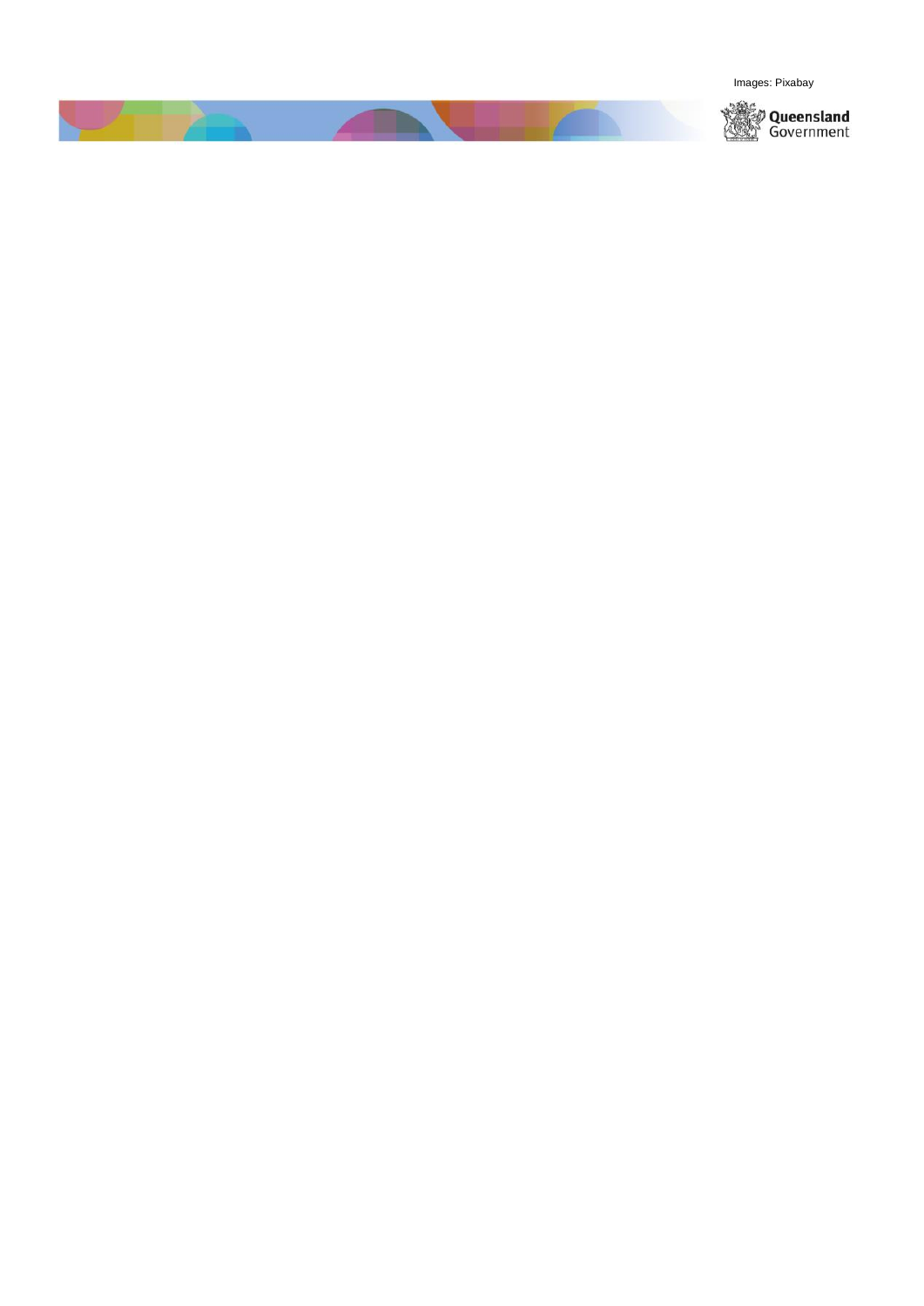Images: Pixabay